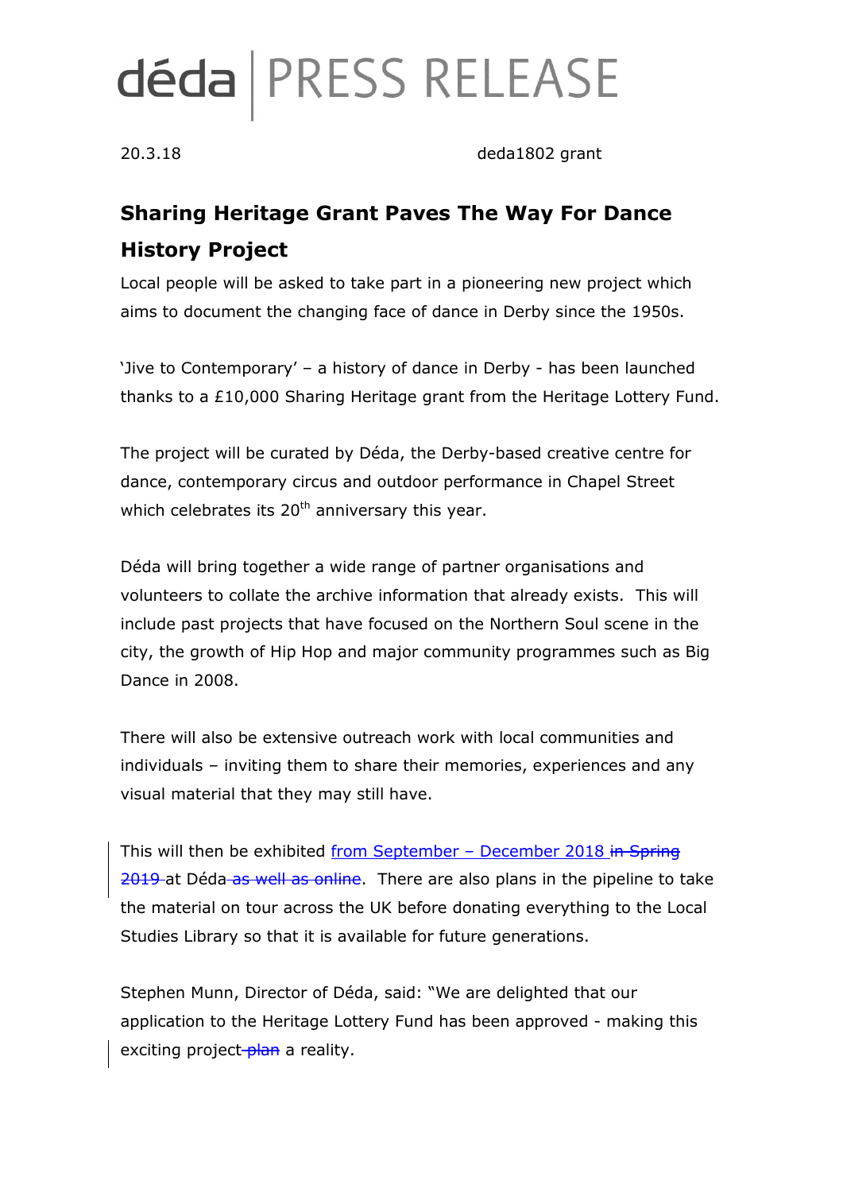# déda | PRESS RELEASE

20.3.18 deda1802 grant

## Sharing Heritage Grant Paves The Way For Dance History Project

Local people will be asked to take part in a pioneering new project which aims to document the changing face of dance in Derby since the 1950s.

'Jive to Contemporary' – a history of dance in Derby - has been launched thanks to a £10,000 Sharing Heritage grant from the Heritage Lottery Fund.

The project will be curated by Déda, the Derby-based creative centre for dance, contemporary circus and outdoor performance in Chapel Street which celebrates its 20th anniversary this year.

Déda will bring together a wide range of partner organisations and volunteers to collate the archive information that already exists. This will include past projects that have focused on the Northern Soul scene in the city, the growth of Hip Hop and major community programmes such as Big Dance in 2008.

There will also be extensive outreach work with local communities and individuals – inviting them to share their memories, experiences and any visual material that they may still have.

This will then be exhibited from September – December 2018 ~~in Spring 2019~~ at Déda ~~as well as online~~. There are also plans in the pipeline to take the material on tour across the UK before donating everything to the Local Studies Library so that it is available for future generations.

Stephen Munn, Director of Déda, said: "We are delighted that our application to the Heritage Lottery Fund has been approved - making this exciting project ~~plan~~ a reality.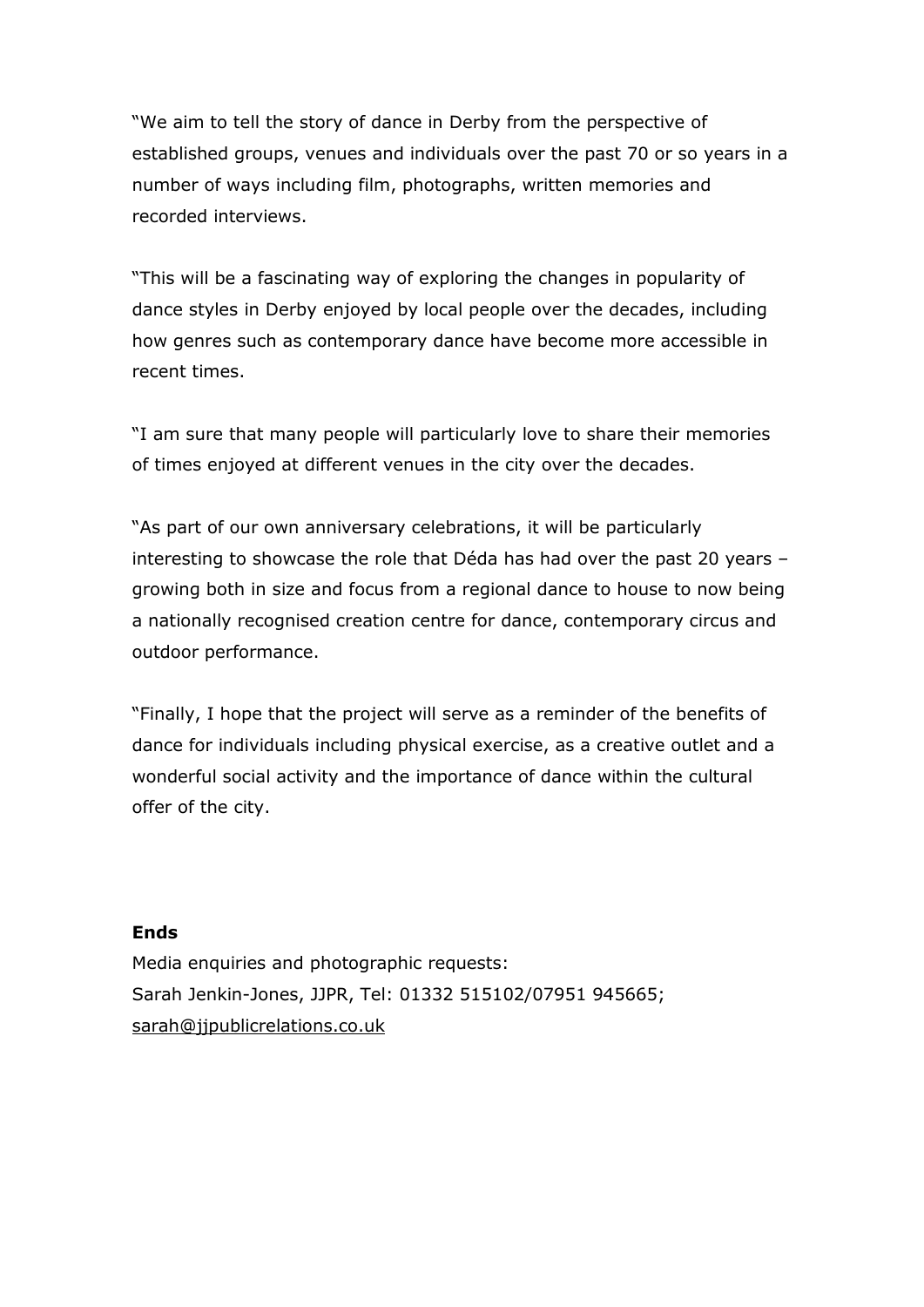"We aim to tell the story of dance in Derby from the perspective of established groups, venues and individuals over the past 70 or so years in a number of ways including film, photographs, written memories and recorded interviews.

"This will be a fascinating way of exploring the changes in popularity of dance styles in Derby enjoyed by local people over the decades, including how genres such as contemporary dance have become more accessible in recent times.

"I am sure that many people will particularly love to share their memories of times enjoyed at different venues in the city over the decades.

"As part of our own anniversary celebrations, it will be particularly interesting to showcase the role that Déda has had over the past 20 years – growing both in size and focus from a regional dance to house to now being a nationally recognised creation centre for dance, contemporary circus and outdoor performance.

"Finally, I hope that the project will serve as a reminder of the benefits of dance for individuals including physical exercise, as a creative outlet and a wonderful social activity and the importance of dance within the cultural offer of the city.

**Ends**

Media enquiries and photographic requests:
Sarah Jenkin-Jones, JJPR, Tel: 01332 515102/07951 945665;
sarah@jjpublicrelations.co.uk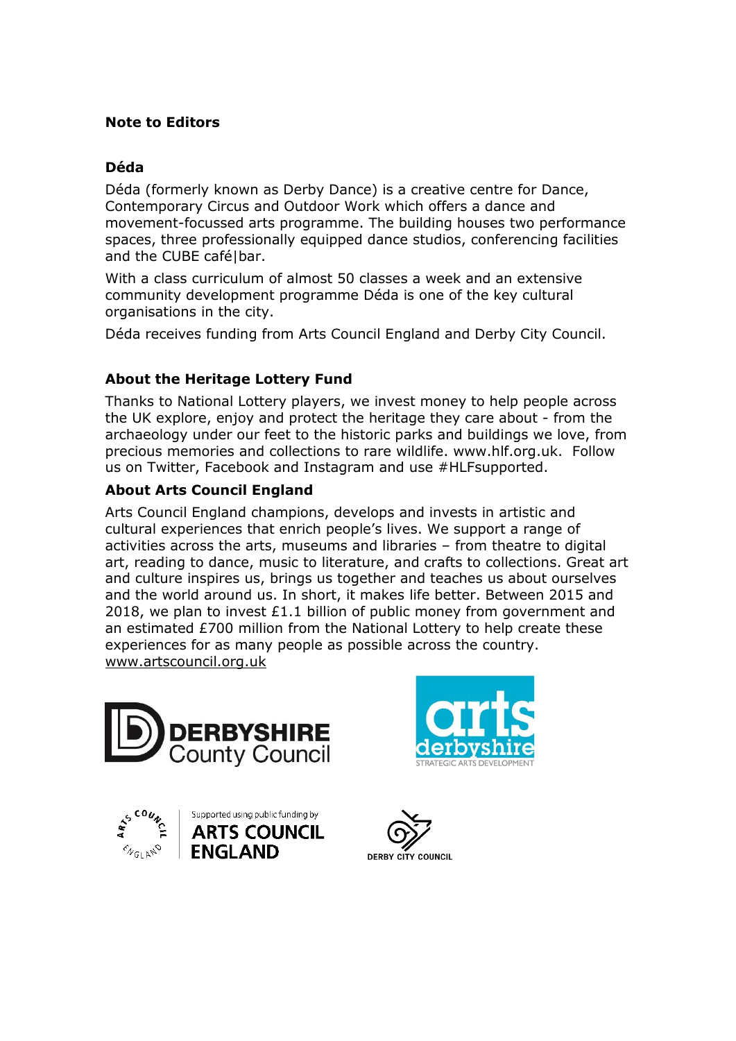**Note to Editors**

**Déda**

Déda (formerly known as Derby Dance) is a creative centre for Dance, Contemporary Circus and Outdoor Work which offers a dance and movement-focussed arts programme. The building houses two performance spaces, three professionally equipped dance studios, conferencing facilities and the CUBE café|bar.

With a class curriculum of almost 50 classes a week and an extensive community development programme Déda is one of the key cultural organisations in the city.

Déda receives funding from Arts Council England and Derby City Council.

**About the Heritage Lottery Fund**

Thanks to National Lottery players, we invest money to help people across the UK explore, enjoy and protect the heritage they care about - from the archaeology under our feet to the historic parks and buildings we love, from precious memories and collections to rare wildlife. www.hlf.org.uk. Follow us on Twitter, Facebook and Instagram and use #HLFsupported.

**About Arts Council England**

Arts Council England champions, develops and invests in artistic and cultural experiences that enrich people's lives. We support a range of activities across the arts, museums and libraries – from theatre to digital art, reading to dance, music to literature, and crafts to collections. Great art and culture inspires us, brings us together and teaches us about ourselves and the world around us. In short, it makes life better. Between 2015 and 2018, we plan to invest £1.1 billion of public money from government and an estimated £700 million from the National Lottery to help create these experiences for as many people as possible across the country. www.artscouncil.org.uk

DERBYSHIRE County Council

arts derbyshire STRATEGIC ARTS DEVELOPMENT

Supported using public funding by ARTS COUNCIL ENGLAND

DERBY CITY COUNCIL